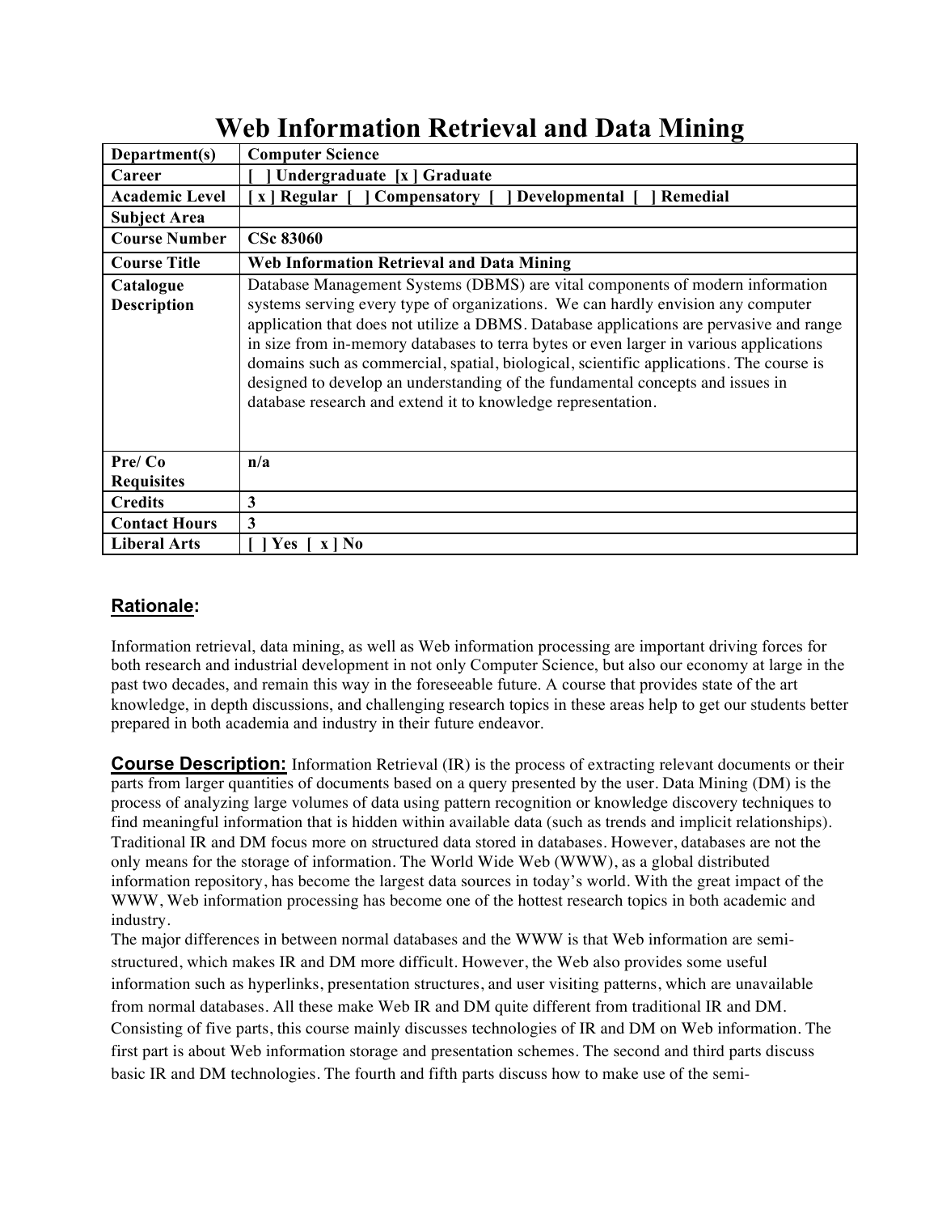# Web Information Retrieval and Data Mining

| | |
|---|---|
| **Department(s)** | **Computer Science** |
| **Career** | **[ ] Undergraduate [x ] Graduate** |
| **Academic Level** | **[ x ] Regular [ ] Compensatory [ ] Developmental [ ] Remedial** |
| **Subject Area** | |
| **Course Number** | **CSc 83060** |
| **Course Title** | **Web Information Retrieval and Data Mining** |
| **Catalogue Description** | Database Management Systems (DBMS) are vital components of modern information systems serving every type of organizations. We can hardly envision any computer application that does not utilize a DBMS. Database applications are pervasive and range in size from in-memory databases to terra bytes or even larger in various applications domains such as commercial, spatial, biological, scientific applications. The course is designed to develop an understanding of the fundamental concepts and issues in database research and extend it to knowledge representation. |
| **Pre/ Co Requisites** | **n/a** |
| **Credits** | **3** |
| **Contact Hours** | **3** |
| **Liberal Arts** | **[ ] Yes [ x ] No** |

## Rationale:

Information retrieval, data mining, as well as Web information processing are important driving forces for both research and industrial development in not only Computer Science, but also our economy at large in the past two decades, and remain this way in the foreseeable future. A course that provides state of the art knowledge, in depth discussions, and challenging research topics in these areas help to get our students better prepared in both academia and industry in their future endeavor.

**Course Description:** Information Retrieval (IR) is the process of extracting relevant documents or their parts from larger quantities of documents based on a query presented by the user. Data Mining (DM) is the process of analyzing large volumes of data using pattern recognition or knowledge discovery techniques to find meaningful information that is hidden within available data (such as trends and implicit relationships). Traditional IR and DM focus more on structured data stored in databases. However, databases are not the only means for the storage of information. The World Wide Web (WWW), as a global distributed information repository, has become the largest data sources in today's world. With the great impact of the WWW, Web information processing has become one of the hottest research topics in both academic and industry.

The major differences in between normal databases and the WWW is that Web information are semi-structured, which makes IR and DM more difficult. However, the Web also provides some useful information such as hyperlinks, presentation structures, and user visiting patterns, which are unavailable from normal databases. All these make Web IR and DM quite different from traditional IR and DM. Consisting of five parts, this course mainly discusses technologies of IR and DM on Web information. The first part is about Web information storage and presentation schemes. The second and third parts discuss basic IR and DM technologies. The fourth and fifth parts discuss how to make use of the semi-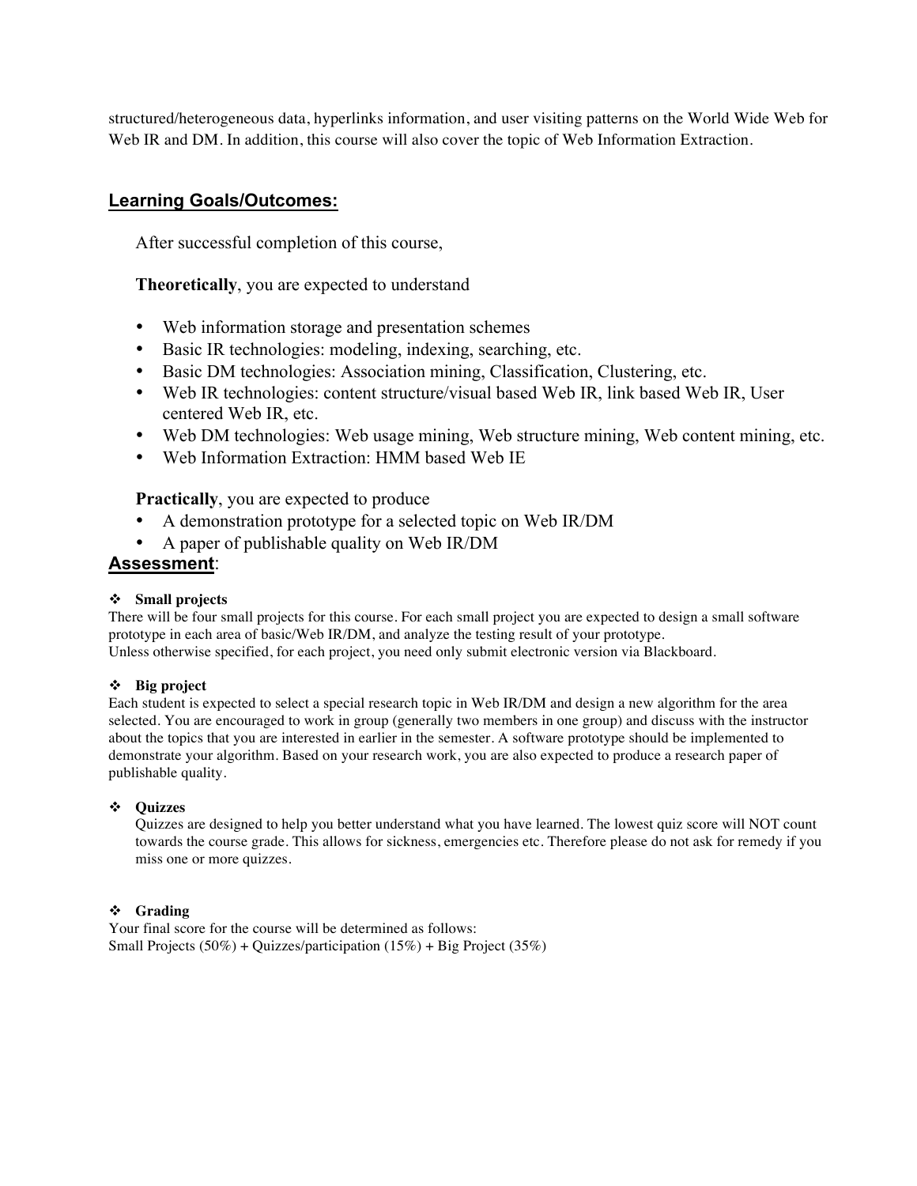structured/heterogeneous data, hyperlinks information, and user visiting patterns on the World Wide Web for Web IR and DM. In addition, this course will also cover the topic of Web Information Extraction.

## Learning Goals/Outcomes:

After successful completion of this course,

**Theoretically**, you are expected to understand

- Web information storage and presentation schemes
- Basic IR technologies: modeling, indexing, searching, etc.
- Basic DM technologies: Association mining, Classification, Clustering, etc.
- Web IR technologies: content structure/visual based Web IR, link based Web IR, User centered Web IR, etc.
- Web DM technologies: Web usage mining, Web structure mining, Web content mining, etc.
- Web Information Extraction: HMM based Web IE

**Practically**, you are expected to produce

- A demonstration prototype for a selected topic on Web IR/DM
- A paper of publishable quality on Web IR/DM

## Assessment:

### Small projects

There will be four small projects for this course. For each small project you are expected to design a small software prototype in each area of basic/Web IR/DM, and analyze the testing result of your prototype.
Unless otherwise specified, for each project, you need only submit electronic version via Blackboard.

### Big project

Each student is expected to select a special research topic in Web IR/DM and design a new algorithm for the area selected. You are encouraged to work in group (generally two members in one group) and discuss with the instructor about the topics that you are interested in earlier in the semester. A software prototype should be implemented to demonstrate your algorithm. Based on your research work, you are also expected to produce a research paper of publishable quality.

### Quizzes

Quizzes are designed to help you better understand what you have learned. The lowest quiz score will NOT count towards the course grade. This allows for sickness, emergencies etc. Therefore please do not ask for remedy if you miss one or more quizzes.

### Grading

Your final score for the course will be determined as follows:
Small Projects (50%) + Quizzes/participation (15%) + Big Project (35%)